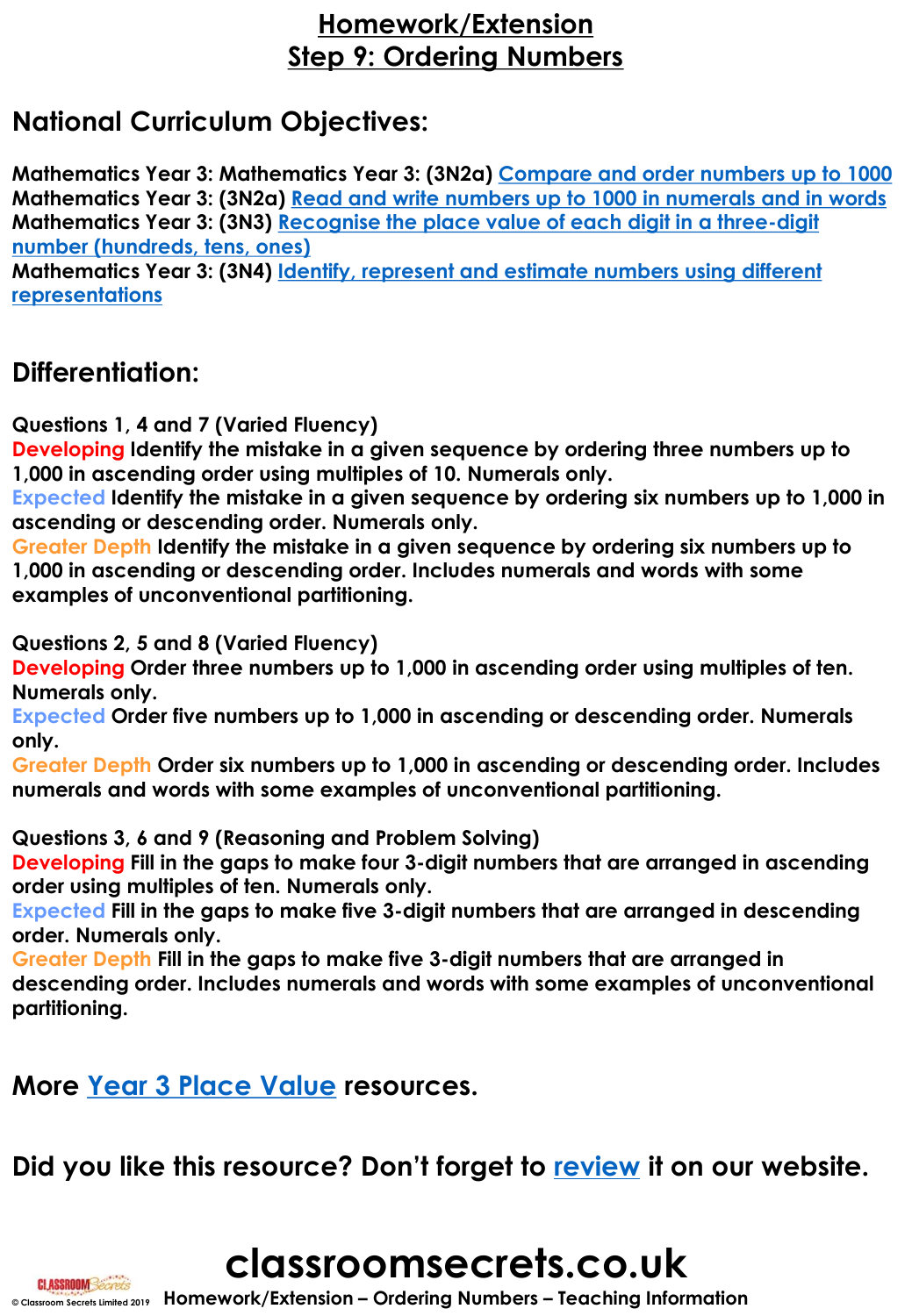# Homework/Extension
# Step 9: Ordering Numbers

## National Curriculum Objectives:

**Mathematics Year 3: Mathematics Year 3: (3N2a) Compare and order numbers up to 1000**
**Mathematics Year 3: (3N2a) Read and write numbers up to 1000 in numerals and in words**
**Mathematics Year 3: (3N3) Recognise the place value of each digit in a three-digit number (hundreds, tens, ones)**
**Mathematics Year 3: (3N4) Identify, represent and estimate numbers using different representations**

## Differentiation:

**Questions 1, 4 and 7 (Varied Fluency)**
**Developing Identify the mistake in a given sequence by ordering three numbers up to 1,000 in ascending order using multiples of 10. Numerals only.**
**Expected Identify the mistake in a given sequence by ordering six numbers up to 1,000 in ascending or descending order. Numerals only.**
**Greater Depth Identify the mistake in a given sequence by ordering six numbers up to 1,000 in ascending or descending order. Includes numerals and words with some examples of unconventional partitioning.**

**Questions 2, 5 and 8 (Varied Fluency)**
**Developing Order three numbers up to 1,000 in ascending order using multiples of ten. Numerals only.**
**Expected Order five numbers up to 1,000 in ascending or descending order. Numerals only.**
**Greater Depth Order six numbers up to 1,000 in ascending or descending order. Includes numerals and words with some examples of unconventional partitioning.**

**Questions 3, 6 and 9 (Reasoning and Problem Solving)**
**Developing Fill in the gaps to make four 3-digit numbers that are arranged in ascending order using multiples of ten. Numerals only.**
**Expected Fill in the gaps to make five 3-digit numbers that are arranged in descending order. Numerals only.**
**Greater Depth Fill in the gaps to make five 3-digit numbers that are arranged in descending order. Includes numerals and words with some examples of unconventional partitioning.**

## More Year 3 Place Value resources.

## Did you like this resource? Don't forget to review it on our website.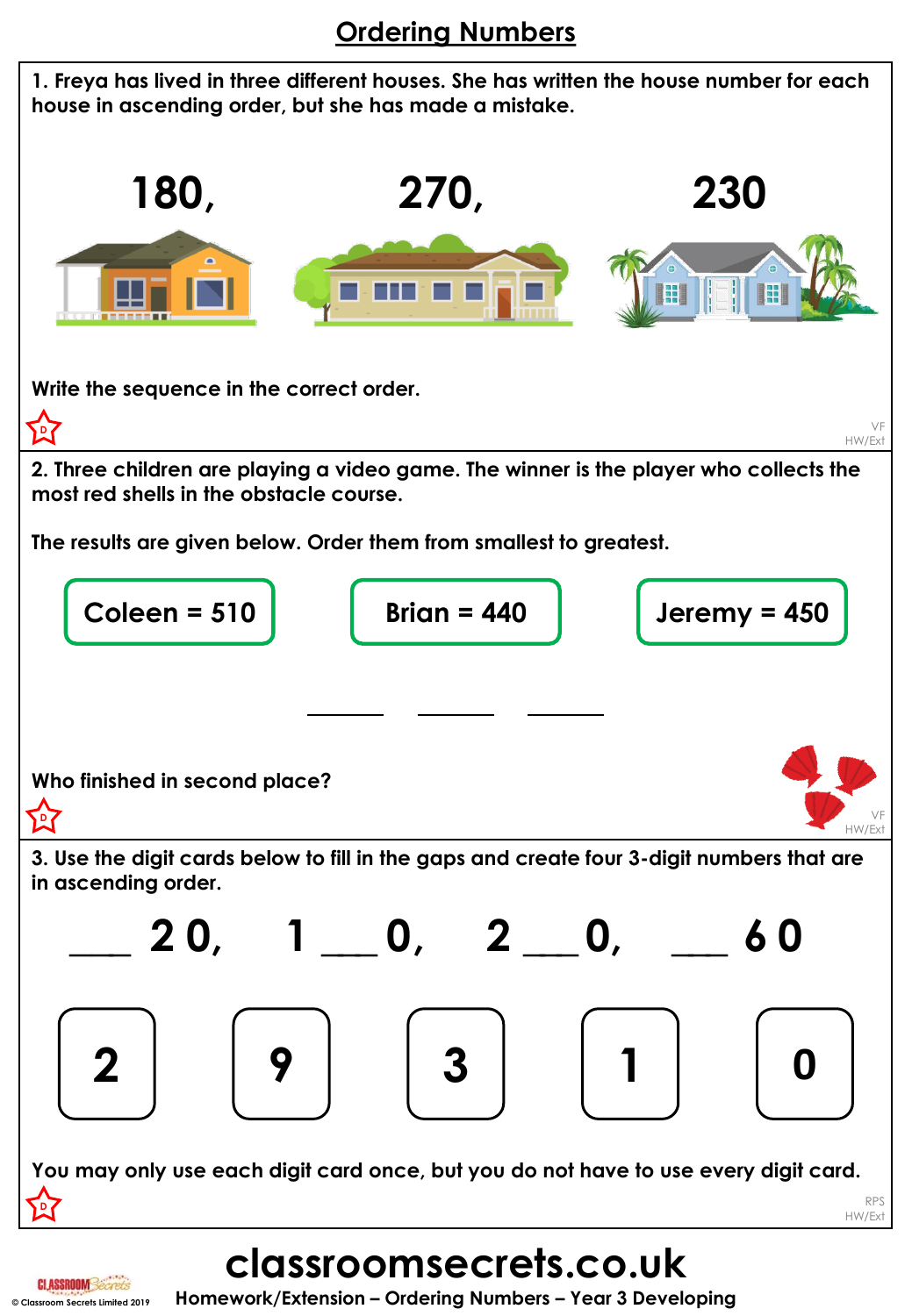# Ordering Numbers

1. Freya has lived in three different houses. She has written the house number for each house in ascending order, but she has made a mistake.

**180, 270, 230**

Write the sequence in the correct order.

D

VF
HW/Ext

2. Three children are playing a video game. The winner is the player who collects the most red shells in the obstacle course.

The results are given below. Order them from smallest to greatest.

| Coleen = 510 | Brian = 440 | Jeremy = 450 |
|---|---|---|

_____ _____ _____

Who finished in second place?

D

VF
HW/Ext

3. Use the digit cards below to fill in the gaps and create four 3-digit numbers that are in ascending order.

___ 2 0, 1 ___ 0, 2 ___ 0, ___ 6 0

| 2 | 9 | 3 | 1 | 0 |
|---|---|---|---|---|

You may only use each digit card once, but you do not have to use every digit card.

D

RPS
HW/Ext

**classroomsecrets.co.uk**

Homework/Extension – Ordering Numbers – Year 3 Developing

© Classroom Secrets Limited 2019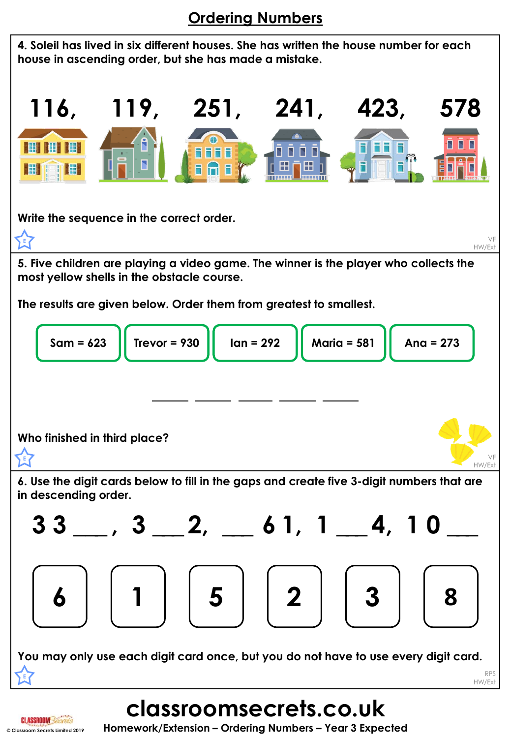# Ordering Numbers

**4. Soleil has lived in six different houses. She has written the house number for each house in ascending order, but she has made a mistake.**

**116, 119, 251, 241, 423, 578**

**Write the sequence in the correct order.**

VF
HW/Ext

**5. Five children are playing a video game. The winner is the player who collects the most yellow shells in the obstacle course.**

**The results are given below. Order them from greatest to smallest.**

| Sam = 623 | Trevor = 930 | Ian = 292 | Maria = 581 | Ana = 273 |
|---|---|---|---|---|

_____ _____ _____ _____ _____

**Who finished in third place?**

VF
HW/Ext

**6. Use the digit cards below to fill in the gaps and create five 3-digit numbers that are in descending order.**

**3 3 ___ , 3 ___ 2, ___ 6 1, 1 ___ 4, 1 0 ___**

| 6 | 1 | 5 | 2 | 3 | 8 |
|---|---|---|---|---|---|

**You may only use each digit card once, but you do not have to use every digit card.**

RPS
HW/Ext

**classroomsecrets.co.uk**

**Homework/Extension – Ordering Numbers – Year 3 Expected**

© Classroom Secrets Limited 2019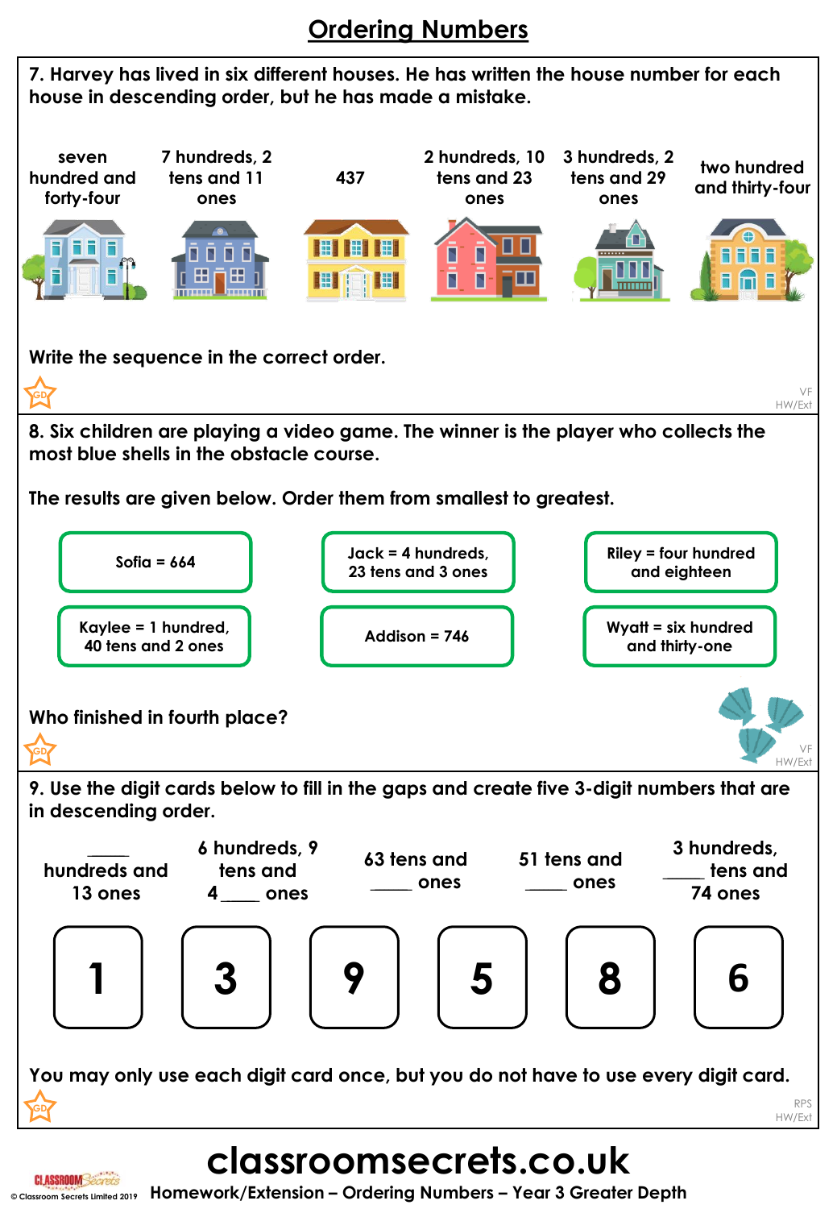# Ordering Numbers

**7. Harvey has lived in six different houses. He has written the house number for each house in descending order, but he has made a mistake.**

| seven hundred and forty-four | 7 hundreds, 2 tens and 11 ones | 437 | 2 hundreds, 10 tens and 23 ones | 3 hundreds, 2 tens and 29 ones | two hundred and thirty-four |
|---|---|---|---|---|---|

**Write the sequence in the correct order.**

GD

VF HW/Ext

**8. Six children are playing a video game. The winner is the player who collects the most blue shells in the obstacle course.**

**The results are given below. Order them from smallest to greatest.**

- Sofia = 664
- Jack = 4 hundreds, 23 tens and 3 ones
- Riley = four hundred and eighteen
- Kaylee = 1 hundred, 40 tens and 2 ones
- Addison = 746
- Wyatt = six hundred and thirty-one

**Who finished in fourth place?**

GD

VF HW/Ext

**9. Use the digit cards below to fill in the gaps and create five 3-digit numbers that are in descending order.**

| ____ hundreds and 13 ones | 6 hundreds, 9 tens and 4 ____ ones | 63 tens and ____ ones | 51 tens and ____ ones | 3 hundreds, ____ tens and 74 ones |
|---|---|---|---|---|

**1** **3** **9** **5** **8** **6**

**You may only use each digit card once, but you do not have to use every digit card.**

GD

RPS HW/Ext

classroomsecrets.co.uk

Homework/Extension – Ordering Numbers – Year 3 Greater Depth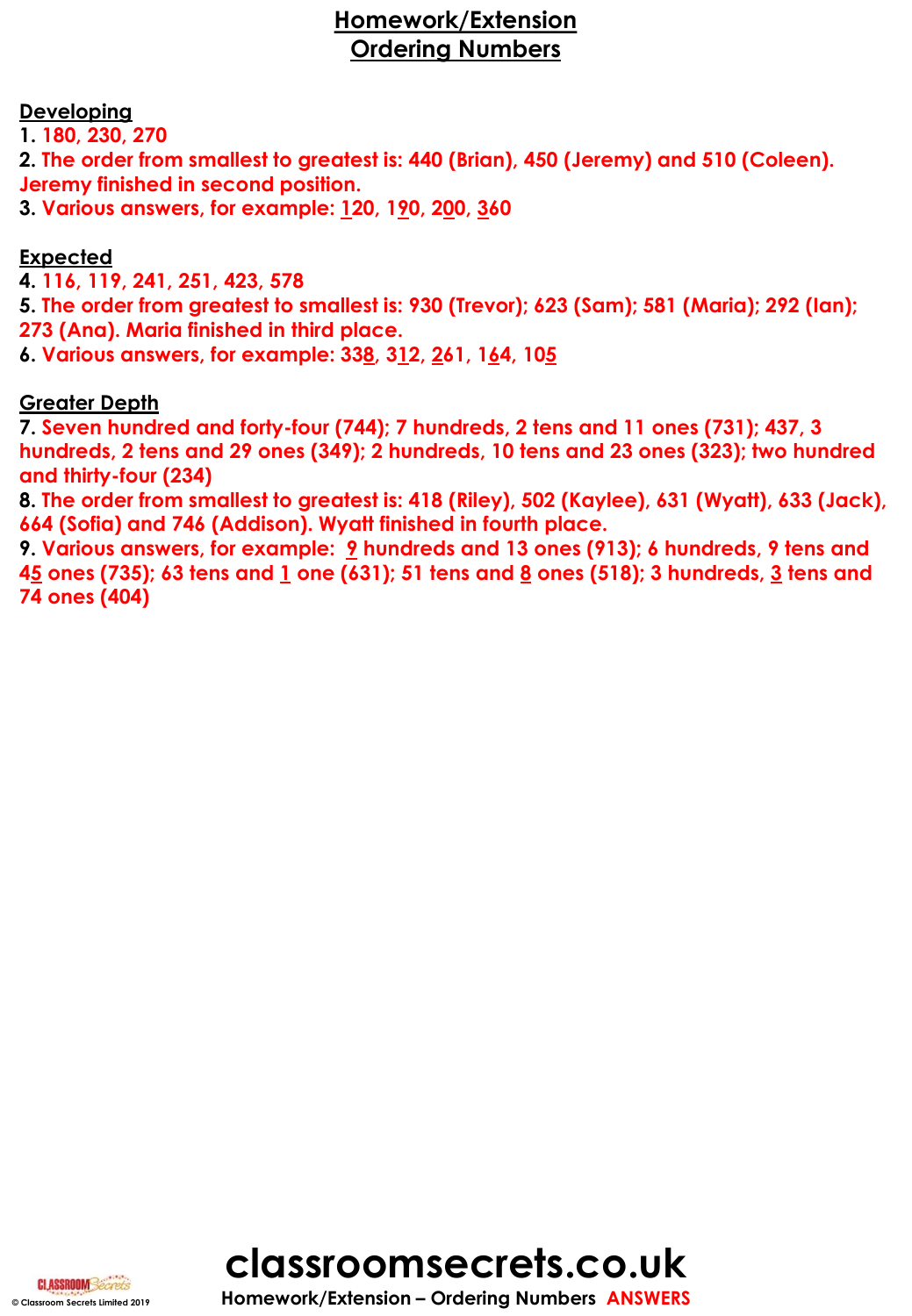# Homework/Extension
## Ordering Numbers

**Developing**

1. 180, 230, 270
2. The order from smallest to greatest is: 440 (Brian), 450 (Jeremy) and 510 (Coleen). Jeremy finished in second position.
3. Various answers, for example: 120, 190, 200, 360

**Expected**

4. 116, 119, 241, 251, 423, 578
5. The order from greatest to smallest is: 930 (Trevor); 623 (Sam); 581 (Maria); 292 (Ian); 273 (Ana). Maria finished in third place.
6. Various answers, for example: 338, 312, 261, 164, 105

**Greater Depth**

7. Seven hundred and forty-four (744); 7 hundreds, 2 tens and 11 ones (731); 437, 3 hundreds, 2 tens and 29 ones (349); 2 hundreds, 10 tens and 23 ones (323); two hundred and thirty-four (234)
8. The order from smallest to greatest is: 418 (Riley), 502 (Kaylee), 631 (Wyatt), 633 (Jack), 664 (Sofia) and 746 (Addison). Wyatt finished in fourth place.
9. Various answers, for example: 9 hundreds and 13 ones (913); 6 hundreds, 9 tens and 45 ones (735); 63 tens and 1 one (631); 51 tens and 8 ones (518); 3 hundreds, 3 tens and 74 ones (404)